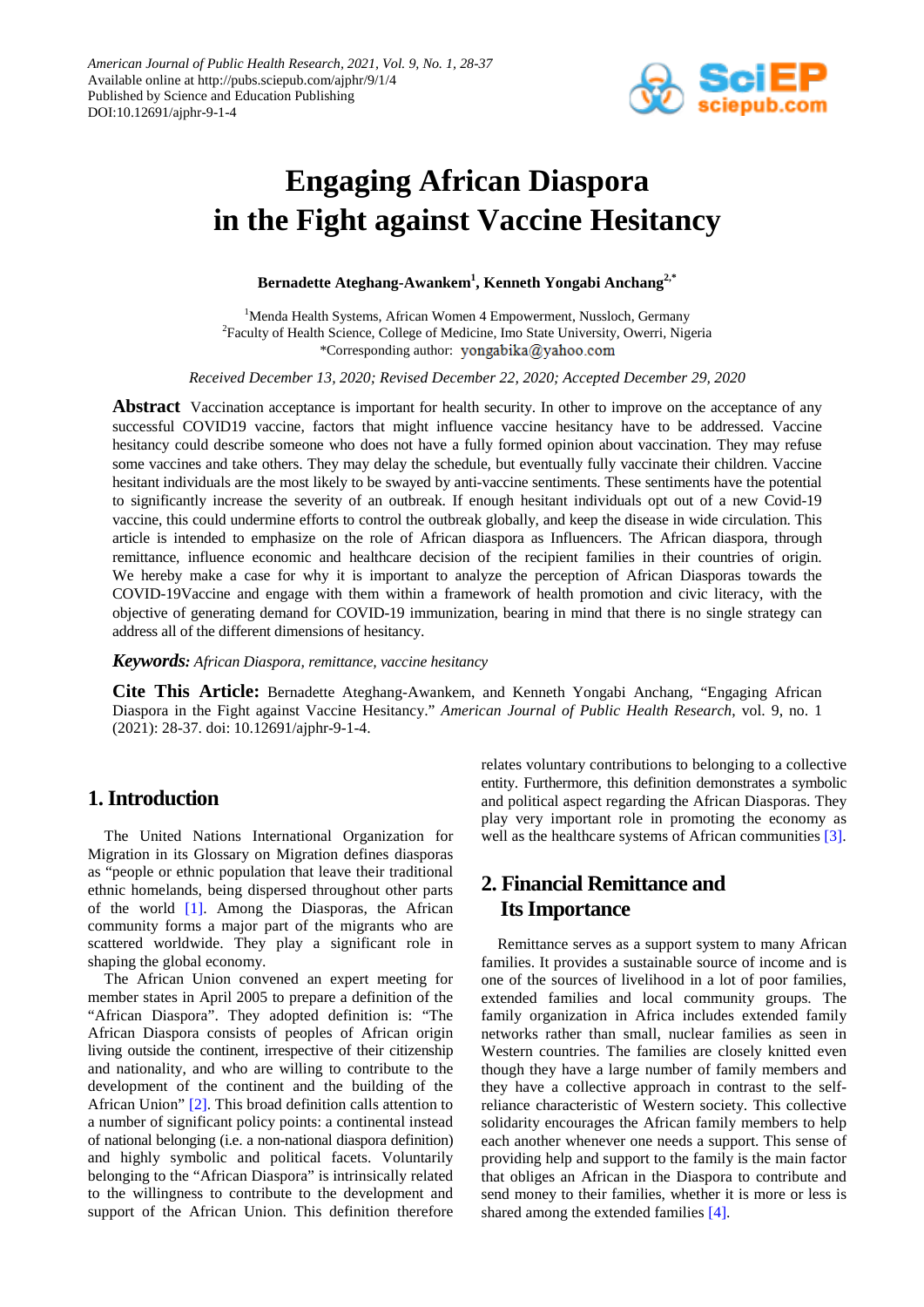# Engaging African Diaspora in the Fight against Vaccine Hesitancy

**Bernadette Ateghang-Awankem[1], Kenneth Yongabi Anchang[2,*]**

[1]Menda Health Systems, African Women 4 Empowerment, Nussloch, Germany
[2]Faculty of Health Science, College of Medicine, Imo State University, Owerri, Nigeria
*Corresponding author: yongabika@yahoo.com

*Received December 13, 2020; Revised December 22, 2020; Accepted December 29, 2020*

**Abstract** Vaccination acceptance is important for health security. In other to improve on the acceptance of any successful COVID19 vaccine, factors that might influence vaccine hesitancy have to be addressed. Vaccine hesitancy could describe someone who does not have a fully formed opinion about vaccination. They may refuse some vaccines and take others. They may delay the schedule, but eventually fully vaccinate their children. Vaccine hesitant individuals are the most likely to be swayed by anti-vaccine sentiments. These sentiments have the potential to significantly increase the severity of an outbreak. If enough hesitant individuals opt out of a new Covid-19 vaccine, this could undermine efforts to control the outbreak globally, and keep the disease in wide circulation. This article is intended to emphasize on the role of African diaspora as Influencers. The African diaspora, through remittance, influence economic and healthcare decision of the recipient families in their countries of origin. We hereby make a case for why it is important to analyze the perception of African Diasporas towards the COVID-19Vaccine and engage with them within a framework of health promotion and civic literacy, with the objective of generating demand for COVID-19 immunization, bearing in mind that there is no single strategy can address all of the different dimensions of hesitancy.

***Keywords:*** *African Diaspora, remittance, vaccine hesitancy*

**Cite This Article:** Bernadette Ateghang-Awankem, and Kenneth Yongabi Anchang, "Engaging African Diaspora in the Fight against Vaccine Hesitancy." *American Journal of Public Health Research*, vol. 9, no. 1 (2021): 28-37. doi: 10.12691/ajphr-9-1-4.

## 1. Introduction

The United Nations International Organization for Migration in its Glossary on Migration defines diasporas as "people or ethnic population that leave their traditional ethnic homelands, being dispersed throughout other parts of the world [1]. Among the Diasporas, the African community forms a major part of the migrants who are scattered worldwide. They play a significant role in shaping the global economy.

The African Union convened an expert meeting for member states in April 2005 to prepare a definition of the "African Diaspora". They adopted definition is: "The African Diaspora consists of peoples of African origin living outside the continent, irrespective of their citizenship and nationality, and who are willing to contribute to the development of the continent and the building of the African Union" [2]. This broad definition calls attention to a number of significant policy points: a continental instead of national belonging (i.e. a non-national diaspora definition) and highly symbolic and political facets. Voluntarily belonging to the "African Diaspora" is intrinsically related to the willingness to contribute to the development and support of the African Union. This definition therefore relates voluntary contributions to belonging to a collective entity. Furthermore, this definition demonstrates a symbolic and political aspect regarding the African Diasporas. They play very important role in promoting the economy as well as the healthcare systems of African communities [3].

## 2. Financial Remittance and Its Importance

Remittance serves as a support system to many African families. It provides a sustainable source of income and is one of the sources of livelihood in a lot of poor families, extended families and local community groups. The family organization in Africa includes extended family networks rather than small, nuclear families as seen in Western countries. The families are closely knitted even though they have a large number of family members and they have a collective approach in contrast to the self-reliance characteristic of Western society. This collective solidarity encourages the African family members to help each another whenever one needs a support. This sense of providing help and support to the family is the main factor that obliges an African in the Diaspora to contribute and send money to their families, whether it is more or less is shared among the extended families [4].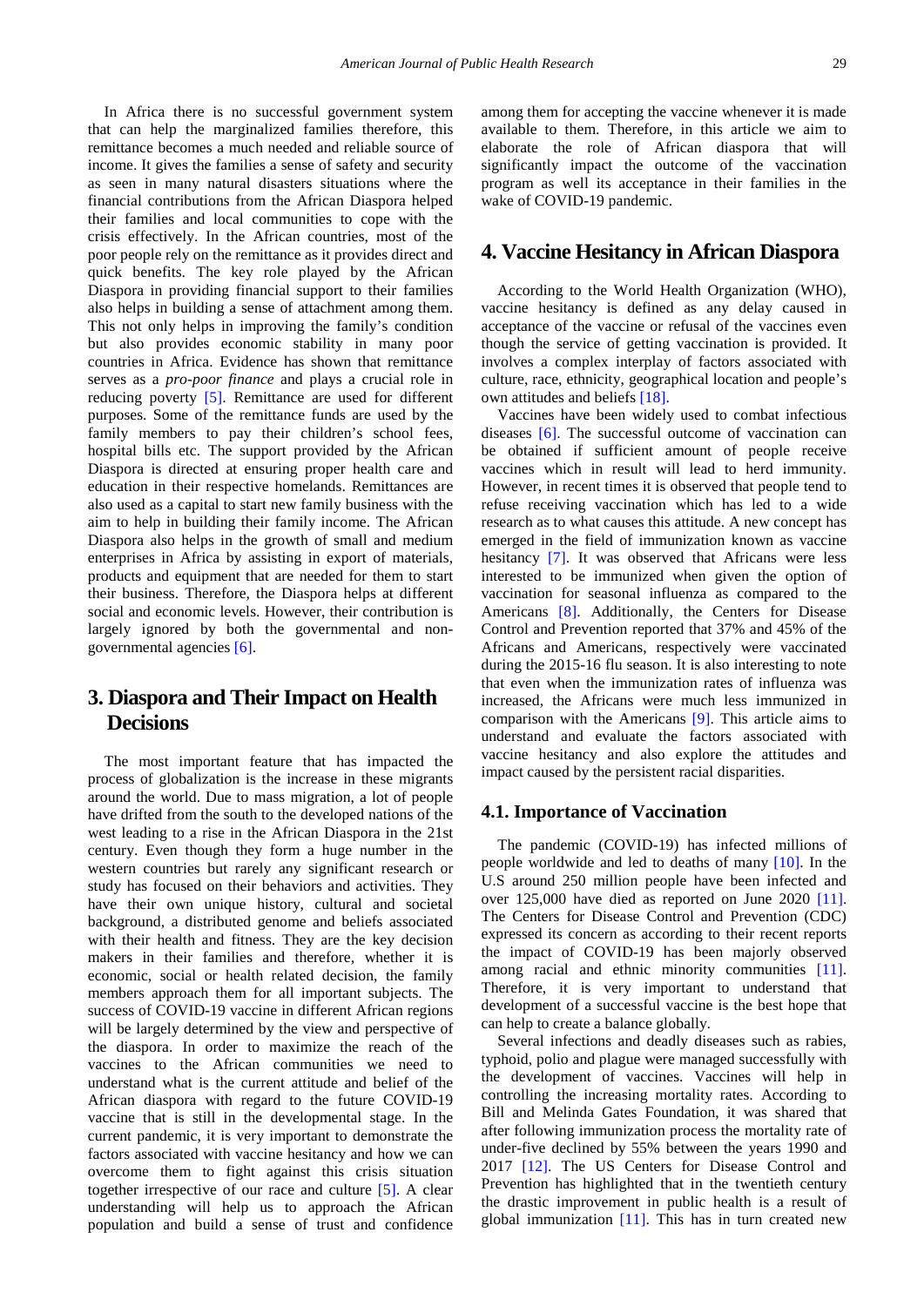In Africa there is no successful government system that can help the marginalized families therefore, this remittance becomes a much needed and reliable source of income. It gives the families a sense of safety and security as seen in many natural disasters situations where the financial contributions from the African Diaspora helped their families and local communities to cope with the crisis effectively. In the African countries, most of the poor people rely on the remittance as it provides direct and quick benefits. The key role played by the African Diaspora in providing financial support to their families also helps in building a sense of attachment among them. This not only helps in improving the family's condition but also provides economic stability in many poor countries in Africa. Evidence has shown that remittance serves as a *pro-poor finance* and plays a crucial role in reducing poverty [5]. Remittance are used for different purposes. Some of the remittance funds are used by the family members to pay their children's school fees, hospital bills etc. The support provided by the African Diaspora is directed at ensuring proper health care and education in their respective homelands. Remittances are also used as a capital to start new family business with the aim to help in building their family income. The African Diaspora also helps in the growth of small and medium enterprises in Africa by assisting in export of materials, products and equipment that are needed for them to start their business. Therefore, the Diaspora helps at different social and economic levels. However, their contribution is largely ignored by both the governmental and non-governmental agencies [6].

## 3. Diaspora and Their Impact on Health Decisions

The most important feature that has impacted the process of globalization is the increase in these migrants around the world. Due to mass migration, a lot of people have drifted from the south to the developed nations of the west leading to a rise in the African Diaspora in the 21st century. Even though they form a huge number in the western countries but rarely any significant research or study has focused on their behaviors and activities. They have their own unique history, cultural and societal background, a distributed genome and beliefs associated with their health and fitness. They are the key decision makers in their families and therefore, whether it is economic, social or health related decision, the family members approach them for all important subjects. The success of COVID-19 vaccine in different African regions will be largely determined by the view and perspective of the diaspora. In order to maximize the reach of the vaccines to the African communities we need to understand what is the current attitude and belief of the African diaspora with regard to the future COVID-19 vaccine that is still in the developmental stage. In the current pandemic, it is very important to demonstrate the factors associated with vaccine hesitancy and how we can overcome them to fight against this crisis situation together irrespective of our race and culture [5]. A clear understanding will help us to approach the African population and build a sense of trust and confidence among them for accepting the vaccine whenever it is made available to them. Therefore, in this article we aim to elaborate the role of African diaspora that will significantly impact the outcome of the vaccination program as well its acceptance in their families in the wake of COVID-19 pandemic.

## 4. Vaccine Hesitancy in African Diaspora

According to the World Health Organization (WHO), vaccine hesitancy is defined as any delay caused in acceptance of the vaccine or refusal of the vaccines even though the service of getting vaccination is provided. It involves a complex interplay of factors associated with culture, race, ethnicity, geographical location and people's own attitudes and beliefs [18].

Vaccines have been widely used to combat infectious diseases [6]. The successful outcome of vaccination can be obtained if sufficient amount of people receive vaccines which in result will lead to herd immunity. However, in recent times it is observed that people tend to refuse receiving vaccination which has led to a wide research as to what causes this attitude. A new concept has emerged in the field of immunization known as vaccine hesitancy [7]. It was observed that Africans were less interested to be immunized when given the option of vaccination for seasonal influenza as compared to the Americans [8]. Additionally, the Centers for Disease Control and Prevention reported that 37% and 45% of the Africans and Americans, respectively were vaccinated during the 2015-16 flu season. It is also interesting to note that even when the immunization rates of influenza was increased, the Africans were much less immunized in comparison with the Americans [9]. This article aims to understand and evaluate the factors associated with vaccine hesitancy and also explore the attitudes and impact caused by the persistent racial disparities.

### 4.1. Importance of Vaccination

The pandemic (COVID-19) has infected millions of people worldwide and led to deaths of many [10]. In the U.S around 250 million people have been infected and over 125,000 have died as reported on June 2020 [11]. The Centers for Disease Control and Prevention (CDC) expressed its concern as according to their recent reports the impact of COVID-19 has been majorly observed among racial and ethnic minority communities [11]. Therefore, it is very important to understand that development of a successful vaccine is the best hope that can help to create a balance globally.

Several infections and deadly diseases such as rabies, typhoid, polio and plague were managed successfully with the development of vaccines. Vaccines will help in controlling the increasing mortality rates. According to Bill and Melinda Gates Foundation, it was shared that after following immunization process the mortality rate of under-five declined by 55% between the years 1990 and 2017 [12]. The US Centers for Disease Control and Prevention has highlighted that in the twentieth century the drastic improvement in public health is a result of global immunization [11]. This has in turn created new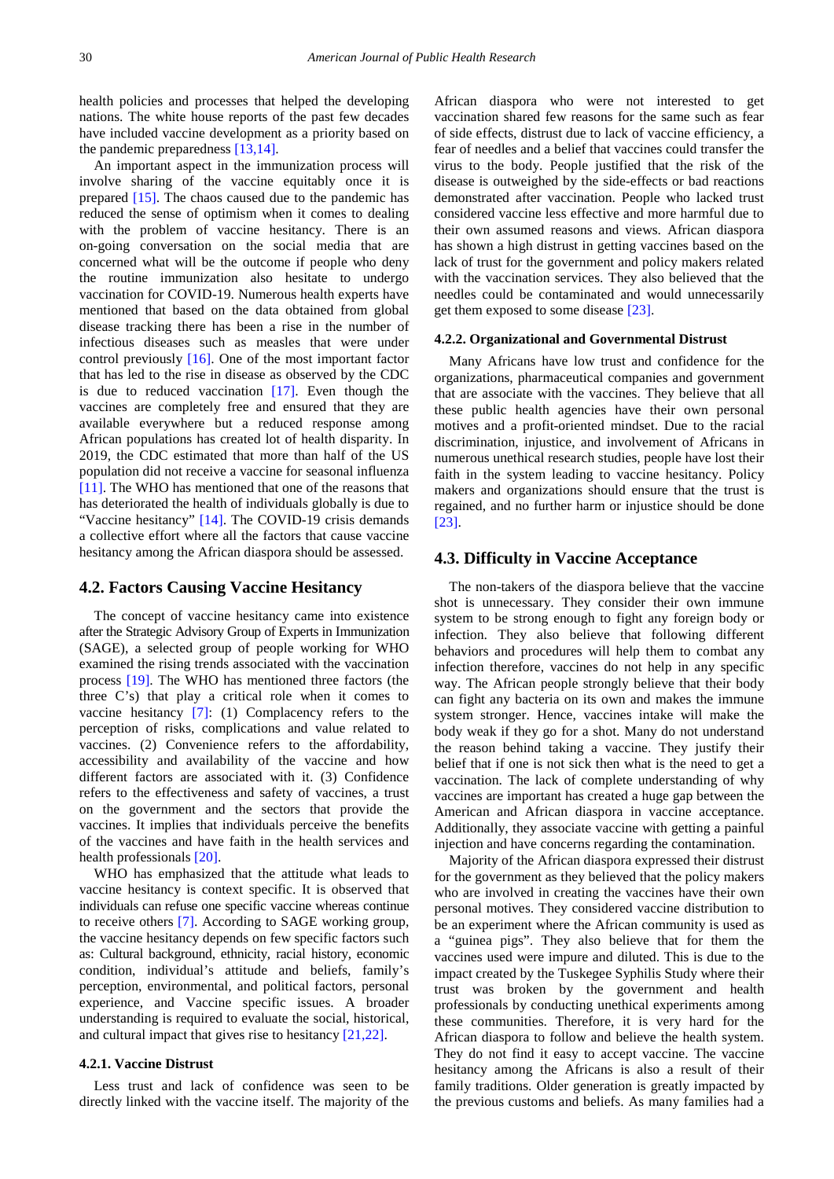health policies and processes that helped the developing nations. The white house reports of the past few decades have included vaccine development as a priority based on the pandemic preparedness [13,14].

An important aspect in the immunization process will involve sharing of the vaccine equitably once it is prepared [15]. The chaos caused due to the pandemic has reduced the sense of optimism when it comes to dealing with the problem of vaccine hesitancy. There is an on-going conversation on the social media that are concerned what will be the outcome if people who deny the routine immunization also hesitate to undergo vaccination for COVID-19. Numerous health experts have mentioned that based on the data obtained from global disease tracking there has been a rise in the number of infectious diseases such as measles that were under control previously [16]. One of the most important factor that has led to the rise in disease as observed by the CDC is due to reduced vaccination [17]. Even though the vaccines are completely free and ensured that they are available everywhere but a reduced response among African populations has created lot of health disparity. In 2019, the CDC estimated that more than half of the US population did not receive a vaccine for seasonal influenza [11]. The WHO has mentioned that one of the reasons that has deteriorated the health of individuals globally is due to "Vaccine hesitancy" [14]. The COVID-19 crisis demands a collective effort where all the factors that cause vaccine hesitancy among the African diaspora should be assessed.

## 4.2. Factors Causing Vaccine Hesitancy

The concept of vaccine hesitancy came into existence after the Strategic Advisory Group of Experts in Immunization (SAGE), a selected group of people working for WHO examined the rising trends associated with the vaccination process [19]. The WHO has mentioned three factors (the three C's) that play a critical role when it comes to vaccine hesitancy [7]: (1) Complacency refers to the perception of risks, complications and value related to vaccines. (2) Convenience refers to the affordability, accessibility and availability of the vaccine and how different factors are associated with it. (3) Confidence refers to the effectiveness and safety of vaccines, a trust on the government and the sectors that provide the vaccines. It implies that individuals perceive the benefits of the vaccines and have faith in the health services and health professionals [20].

WHO has emphasized that the attitude what leads to vaccine hesitancy is context specific. It is observed that individuals can refuse one specific vaccine whereas continue to receive others [7]. According to SAGE working group, the vaccine hesitancy depends on few specific factors such as: Cultural background, ethnicity, racial history, economic condition, individual's attitude and beliefs, family's perception, environmental, and political factors, personal experience, and Vaccine specific issues. A broader understanding is required to evaluate the social, historical, and cultural impact that gives rise to hesitancy [21,22].

### 4.2.1. Vaccine Distrust

Less trust and lack of confidence was seen to be directly linked with the vaccine itself. The majority of the African diaspora who were not interested to get vaccination shared few reasons for the same such as fear of side effects, distrust due to lack of vaccine efficiency, a fear of needles and a belief that vaccines could transfer the virus to the body. People justified that the risk of the disease is outweighed by the side-effects or bad reactions demonstrated after vaccination. People who lacked trust considered vaccine less effective and more harmful due to their own assumed reasons and views. African diaspora has shown a high distrust in getting vaccines based on the lack of trust for the government and policy makers related with the vaccination services. They also believed that the needles could be contaminated and would unnecessarily get them exposed to some disease [23].

### 4.2.2. Organizational and Governmental Distrust

Many Africans have low trust and confidence for the organizations, pharmaceutical companies and government that are associate with the vaccines. They believe that all these public health agencies have their own personal motives and a profit-oriented mindset. Due to the racial discrimination, injustice, and involvement of Africans in numerous unethical research studies, people have lost their faith in the system leading to vaccine hesitancy. Policy makers and organizations should ensure that the trust is regained, and no further harm or injustice should be done [23].

## 4.3. Difficulty in Vaccine Acceptance

The non-takers of the diaspora believe that the vaccine shot is unnecessary. They consider their own immune system to be strong enough to fight any foreign body or infection. They also believe that following different behaviors and procedures will help them to combat any infection therefore, vaccines do not help in any specific way. The African people strongly believe that their body can fight any bacteria on its own and makes the immune system stronger. Hence, vaccines intake will make the body weak if they go for a shot. Many do not understand the reason behind taking a vaccine. They justify their belief that if one is not sick then what is the need to get a vaccination. The lack of complete understanding of why vaccines are important has created a huge gap between the American and African diaspora in vaccine acceptance. Additionally, they associate vaccine with getting a painful injection and have concerns regarding the contamination.

Majority of the African diaspora expressed their distrust for the government as they believed that the policy makers who are involved in creating the vaccines have their own personal motives. They considered vaccine distribution to be an experiment where the African community is used as a "guinea pigs". They also believe that for them the vaccines used were impure and diluted. This is due to the impact created by the Tuskegee Syphilis Study where their trust was broken by the government and health professionals by conducting unethical experiments among these communities. Therefore, it is very hard for the African diaspora to follow and believe the health system. They do not find it easy to accept vaccine. The vaccine hesitancy among the Africans is also a result of their family traditions. Older generation is greatly impacted by the previous customs and beliefs. As many families had a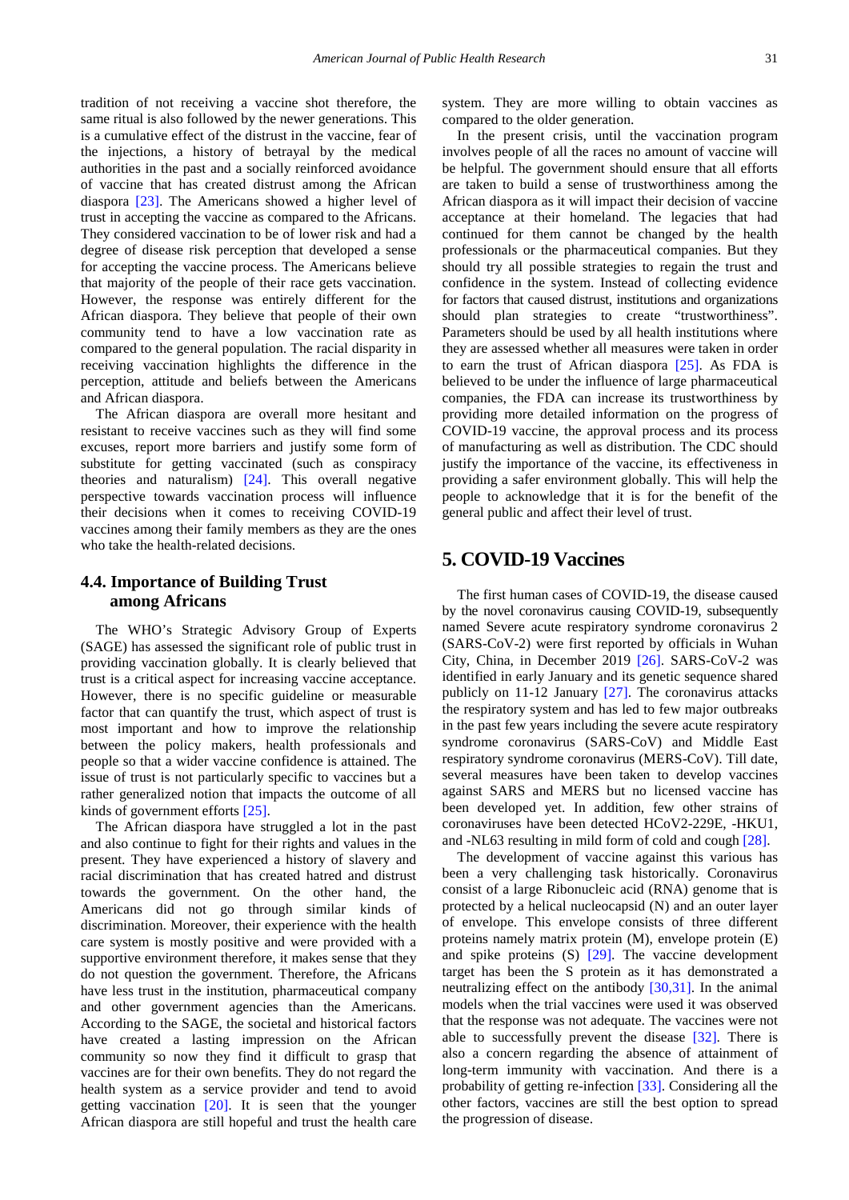tradition of not receiving a vaccine shot therefore, the same ritual is also followed by the newer generations. This is a cumulative effect of the distrust in the vaccine, fear of the injections, a history of betrayal by the medical authorities in the past and a socially reinforced avoidance of vaccine that has created distrust among the African diaspora [23]. The Americans showed a higher level of trust in accepting the vaccine as compared to the Africans. They considered vaccination to be of lower risk and had a degree of disease risk perception that developed a sense for accepting the vaccine process. The Americans believe that majority of the people of their race gets vaccination. However, the response was entirely different for the African diaspora. They believe that people of their own community tend to have a low vaccination rate as compared to the general population. The racial disparity in receiving vaccination highlights the difference in the perception, attitude and beliefs between the Americans and African diaspora.

The African diaspora are overall more hesitant and resistant to receive vaccines such as they will find some excuses, report more barriers and justify some form of substitute for getting vaccinated (such as conspiracy theories and naturalism) [24]. This overall negative perspective towards vaccination process will influence their decisions when it comes to receiving COVID-19 vaccines among their family members as they are the ones who take the health-related decisions.

### 4.4. Importance of Building Trust among Africans

The WHO's Strategic Advisory Group of Experts (SAGE) has assessed the significant role of public trust in providing vaccination globally. It is clearly believed that trust is a critical aspect for increasing vaccine acceptance. However, there is no specific guideline or measurable factor that can quantify the trust, which aspect of trust is most important and how to improve the relationship between the policy makers, health professionals and people so that a wider vaccine confidence is attained. The issue of trust is not particularly specific to vaccines but a rather generalized notion that impacts the outcome of all kinds of government efforts [25].

The African diaspora have struggled a lot in the past and also continue to fight for their rights and values in the present. They have experienced a history of slavery and racial discrimination that has created hatred and distrust towards the government. On the other hand, the Americans did not go through similar kinds of discrimination. Moreover, their experience with the health care system is mostly positive and were provided with a supportive environment therefore, it makes sense that they do not question the government. Therefore, the Africans have less trust in the institution, pharmaceutical company and other government agencies than the Americans. According to the SAGE, the societal and historical factors have created a lasting impression on the African community so now they find it difficult to grasp that vaccines are for their own benefits. They do not regard the health system as a service provider and tend to avoid getting vaccination [20]. It is seen that the younger African diaspora are still hopeful and trust the health care system. They are more willing to obtain vaccines as compared to the older generation.

In the present crisis, until the vaccination program involves people of all the races no amount of vaccine will be helpful. The government should ensure that all efforts are taken to build a sense of trustworthiness among the African diaspora as it will impact their decision of vaccine acceptance at their homeland. The legacies that had continued for them cannot be changed by the health professionals or the pharmaceutical companies. But they should try all possible strategies to regain the trust and confidence in the system. Instead of collecting evidence for factors that caused distrust, institutions and organizations should plan strategies to create "trustworthiness". Parameters should be used by all health institutions where they are assessed whether all measures were taken in order to earn the trust of African diaspora [25]. As FDA is believed to be under the influence of large pharmaceutical companies, the FDA can increase its trustworthiness by providing more detailed information on the progress of COVID-19 vaccine, the approval process and its process of manufacturing as well as distribution. The CDC should justify the importance of the vaccine, its effectiveness in providing a safer environment globally. This will help the people to acknowledge that it is for the benefit of the general public and affect their level of trust.

## 5. COVID-19 Vaccines

The first human cases of COVID-19, the disease caused by the novel coronavirus causing COVID-19, subsequently named Severe acute respiratory syndrome coronavirus 2 (SARS-CoV-2) were first reported by officials in Wuhan City, China, in December 2019 [26]. SARS-CoV-2 was identified in early January and its genetic sequence shared publicly on 11-12 January [27]. The coronavirus attacks the respiratory system and has led to few major outbreaks in the past few years including the severe acute respiratory syndrome coronavirus (SARS-CoV) and Middle East respiratory syndrome coronavirus (MERS-CoV). Till date, several measures have been taken to develop vaccines against SARS and MERS but no licensed vaccine has been developed yet. In addition, few other strains of coronaviruses have been detected HCoV2-229E, -HKU1, and -NL63 resulting in mild form of cold and cough [28].

The development of vaccine against this various has been a very challenging task historically. Coronavirus consist of a large Ribonucleic acid (RNA) genome that is protected by a helical nucleocapsid (N) and an outer layer of envelope. This envelope consists of three different proteins namely matrix protein (M), envelope protein (E) and spike proteins (S) [29]. The vaccine development target has been the S protein as it has demonstrated a neutralizing effect on the antibody [30,31]. In the animal models when the trial vaccines were used it was observed that the response was not adequate. The vaccines were not able to successfully prevent the disease [32]. There is also a concern regarding the absence of attainment of long-term immunity with vaccination. And there is a probability of getting re-infection [33]. Considering all the other factors, vaccines are still the best option to spread the progression of disease.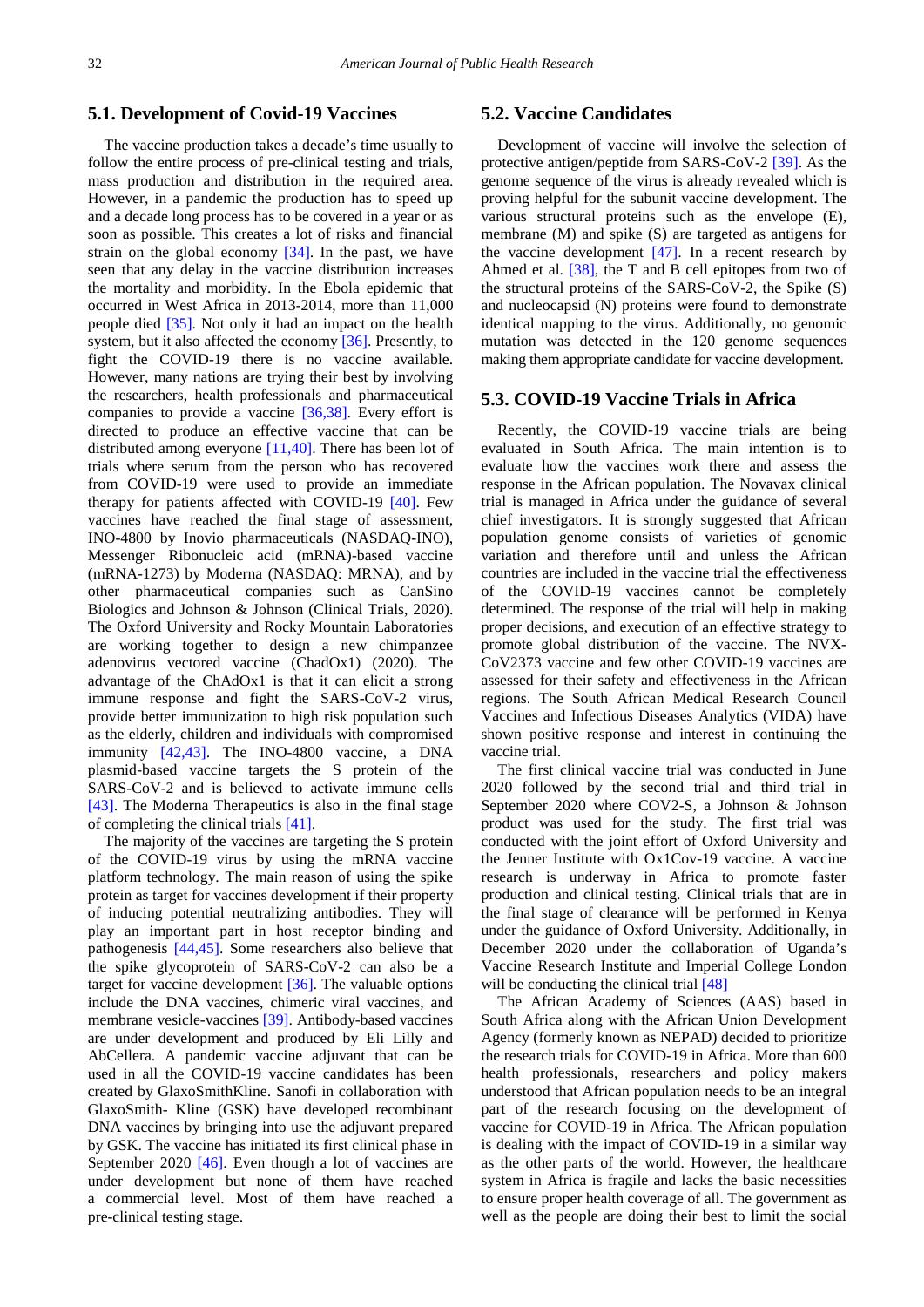### 5.1. Development of Covid-19 Vaccines

The vaccine production takes a decade's time usually to follow the entire process of pre-clinical testing and trials, mass production and distribution in the required area. However, in a pandemic the production has to speed up and a decade long process has to be covered in a year or as soon as possible. This creates a lot of risks and financial strain on the global economy [34]. In the past, we have seen that any delay in the vaccine distribution increases the mortality and morbidity. In the Ebola epidemic that occurred in West Africa in 2013-2014, more than 11,000 people died [35]. Not only it had an impact on the health system, but it also affected the economy [36]. Presently, to fight the COVID-19 there is no vaccine available. However, many nations are trying their best by involving the researchers, health professionals and pharmaceutical companies to provide a vaccine [36,38]. Every effort is directed to produce an effective vaccine that can be distributed among everyone [11,40]. There has been lot of trials where serum from the person who has recovered from COVID-19 were used to provide an immediate therapy for patients affected with COVID-19 [40]. Few vaccines have reached the final stage of assessment, INO-4800 by Inovio pharmaceuticals (NASDAQ-INO), Messenger Ribonucleic acid (mRNA)-based vaccine (mRNA-1273) by Moderna (NASDAQ: MRNA), and by other pharmaceutical companies such as CanSino Biologics and Johnson & Johnson (Clinical Trials, 2020). The Oxford University and Rocky Mountain Laboratories are working together to design a new chimpanzee adenovirus vectored vaccine (ChadOx1) (2020). The advantage of the ChAdOx1 is that it can elicit a strong immune response and fight the SARS-CoV-2 virus, provide better immunization to high risk population such as the elderly, children and individuals with compromised immunity [42,43]. The INO-4800 vaccine, a DNA plasmid-based vaccine targets the S protein of the SARS-CoV-2 and is believed to activate immune cells [43]. The Moderna Therapeutics is also in the final stage of completing the clinical trials [41].

The majority of the vaccines are targeting the S protein of the COVID-19 virus by using the mRNA vaccine platform technology. The main reason of using the spike protein as target for vaccines development if their property of inducing potential neutralizing antibodies. They will play an important part in host receptor binding and pathogenesis [44,45]. Some researchers also believe that the spike glycoprotein of SARS-CoV-2 can also be a target for vaccine development [36]. The valuable options include the DNA vaccines, chimeric viral vaccines, and membrane vesicle-vaccines [39]. Antibody-based vaccines are under development and produced by Eli Lilly and AbCellera. A pandemic vaccine adjuvant that can be used in all the COVID-19 vaccine candidates has been created by GlaxoSmithKline. Sanofi in collaboration with GlaxoSmith- Kline (GSK) have developed recombinant DNA vaccines by bringing into use the adjuvant prepared by GSK. The vaccine has initiated its first clinical phase in September 2020 [46]. Even though a lot of vaccines are under development but none of them have reached a commercial level. Most of them have reached a pre-clinical testing stage.

### 5.2. Vaccine Candidates

Development of vaccine will involve the selection of protective antigen/peptide from SARS-CoV-2 [39]. As the genome sequence of the virus is already revealed which is proving helpful for the subunit vaccine development. The various structural proteins such as the envelope (E), membrane (M) and spike (S) are targeted as antigens for the vaccine development [47]. In a recent research by Ahmed et al. [38], the T and B cell epitopes from two of the structural proteins of the SARS-CoV-2, the Spike (S) and nucleocapsid (N) proteins were found to demonstrate identical mapping to the virus. Additionally, no genomic mutation was detected in the 120 genome sequences making them appropriate candidate for vaccine development.

### 5.3. COVID-19 Vaccine Trials in Africa

Recently, the COVID-19 vaccine trials are being evaluated in South Africa. The main intention is to evaluate how the vaccines work there and assess the response in the African population. The Novavax clinical trial is managed in Africa under the guidance of several chief investigators. It is strongly suggested that African population genome consists of varieties of genomic variation and therefore until and unless the African countries are included in the vaccine trial the effectiveness of the COVID-19 vaccines cannot be completely determined. The response of the trial will help in making proper decisions, and execution of an effective strategy to promote global distribution of the vaccine. The NVX-CoV2373 vaccine and few other COVID-19 vaccines are assessed for their safety and effectiveness in the African regions. The South African Medical Research Council Vaccines and Infectious Diseases Analytics (VIDA) have shown positive response and interest in continuing the vaccine trial.

The first clinical vaccine trial was conducted in June 2020 followed by the second and third trial in September 2020 where COV2-S, a Johnson & Johnson product was used for the study. The first trial was conducted with the joint effort of Oxford University and the Jenner Institute with Ox1Cov-19 vaccine. A vaccine research is underway in Africa to promote faster production and clinical testing. Clinical trials that are in the final stage of clearance will be performed in Kenya under the guidance of Oxford University. Additionally, in December 2020 under the collaboration of Uganda's Vaccine Research Institute and Imperial College London will be conducting the clinical trial [48]

The African Academy of Sciences (AAS) based in South Africa along with the African Union Development Agency (formerly known as NEPAD) decided to prioritize the research trials for COVID-19 in Africa. More than 600 health professionals, researchers and policy makers understood that African population needs to be an integral part of the research focusing on the development of vaccine for COVID-19 in Africa. The African population is dealing with the impact of COVID-19 in a similar way as the other parts of the world. However, the healthcare system in Africa is fragile and lacks the basic necessities to ensure proper health coverage of all. The government as well as the people are doing their best to limit the social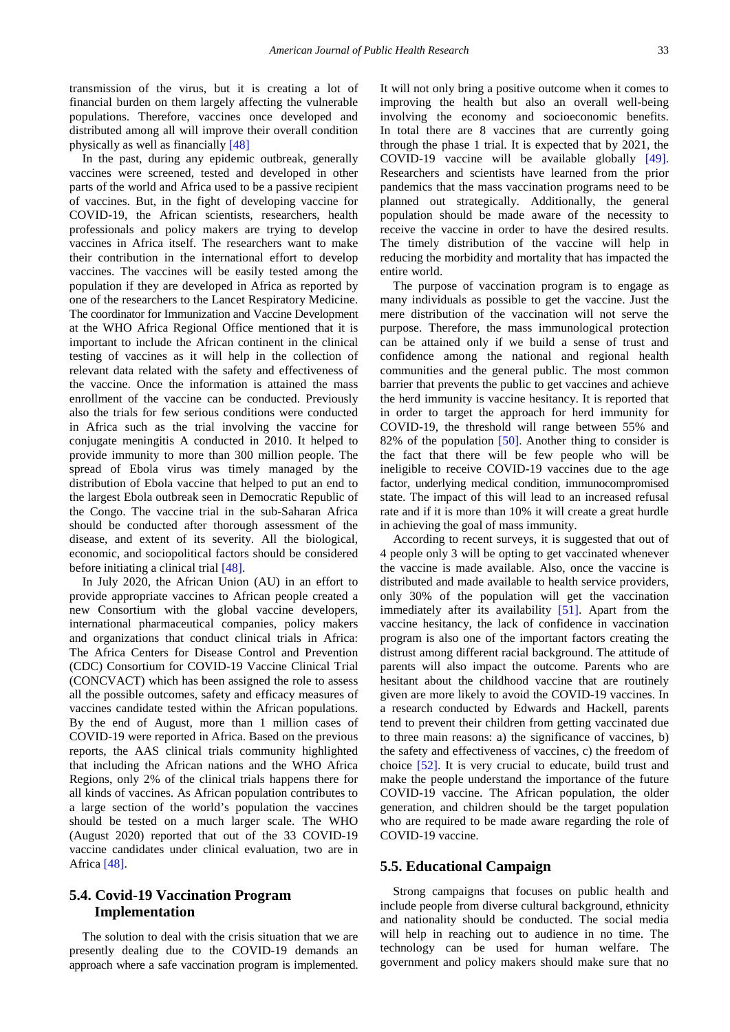transmission of the virus, but it is creating a lot of financial burden on them largely affecting the vulnerable populations. Therefore, vaccines once developed and distributed among all will improve their overall condition physically as well as financially [48]

In the past, during any epidemic outbreak, generally vaccines were screened, tested and developed in other parts of the world and Africa used to be a passive recipient of vaccines. But, in the fight of developing vaccine for COVID-19, the African scientists, researchers, health professionals and policy makers are trying to develop vaccines in Africa itself. The researchers want to make their contribution in the international effort to develop vaccines. The vaccines will be easily tested among the population if they are developed in Africa as reported by one of the researchers to the Lancet Respiratory Medicine. The coordinator for Immunization and Vaccine Development at the WHO Africa Regional Office mentioned that it is important to include the African continent in the clinical testing of vaccines as it will help in the collection of relevant data related with the safety and effectiveness of the vaccine. Once the information is attained the mass enrollment of the vaccine can be conducted. Previously also the trials for few serious conditions were conducted in Africa such as the trial involving the vaccine for conjugate meningitis A conducted in 2010. It helped to provide immunity to more than 300 million people. The spread of Ebola virus was timely managed by the distribution of Ebola vaccine that helped to put an end to the largest Ebola outbreak seen in Democratic Republic of the Congo. The vaccine trial in the sub-Saharan Africa should be conducted after thorough assessment of the disease, and extent of its severity. All the biological, economic, and sociopolitical factors should be considered before initiating a clinical trial [48].

In July 2020, the African Union (AU) in an effort to provide appropriate vaccines to African people created a new Consortium with the global vaccine developers, international pharmaceutical companies, policy makers and organizations that conduct clinical trials in Africa: The Africa Centers for Disease Control and Prevention (CDC) Consortium for COVID-19 Vaccine Clinical Trial (CONCVACT) which has been assigned the role to assess all the possible outcomes, safety and efficacy measures of vaccines candidate tested within the African populations. By the end of August, more than 1 million cases of COVID-19 were reported in Africa. Based on the previous reports, the AAS clinical trials community highlighted that including the African nations and the WHO Africa Regions, only 2% of the clinical trials happens there for all kinds of vaccines. As African population contributes to a large section of the world's population the vaccines should be tested on a much larger scale. The WHO (August 2020) reported that out of the 33 COVID-19 vaccine candidates under clinical evaluation, two are in Africa [48].

## 5.4. Covid-19 Vaccination Program Implementation

The solution to deal with the crisis situation that we are presently dealing due to the COVID-19 demands an approach where a safe vaccination program is implemented. It will not only bring a positive outcome when it comes to improving the health but also an overall well-being involving the economy and socioeconomic benefits. In total there are 8 vaccines that are currently going through the phase 1 trial. It is expected that by 2021, the COVID-19 vaccine will be available globally [49]. Researchers and scientists have learned from the prior pandemics that the mass vaccination programs need to be planned out strategically. Additionally, the general population should be made aware of the necessity to receive the vaccine in order to have the desired results. The timely distribution of the vaccine will help in reducing the morbidity and mortality that has impacted the entire world.

The purpose of vaccination program is to engage as many individuals as possible to get the vaccine. Just the mere distribution of the vaccination will not serve the purpose. Therefore, the mass immunological protection can be attained only if we build a sense of trust and confidence among the national and regional health communities and the general public. The most common barrier that prevents the public to get vaccines and achieve the herd immunity is vaccine hesitancy. It is reported that in order to target the approach for herd immunity for COVID-19, the threshold will range between 55% and 82% of the population [50]. Another thing to consider is the fact that there will be few people who will be ineligible to receive COVID-19 vaccines due to the age factor, underlying medical condition, immunocompromised state. The impact of this will lead to an increased refusal rate and if it is more than 10% it will create a great hurdle in achieving the goal of mass immunity.

According to recent surveys, it is suggested that out of 4 people only 3 will be opting to get vaccinated whenever the vaccine is made available. Also, once the vaccine is distributed and made available to health service providers, only 30% of the population will get the vaccination immediately after its availability [51]. Apart from the vaccine hesitancy, the lack of confidence in vaccination program is also one of the important factors creating the distrust among different racial background. The attitude of parents will also impact the outcome. Parents who are hesitant about the childhood vaccine that are routinely given are more likely to avoid the COVID-19 vaccines. In a research conducted by Edwards and Hackell, parents tend to prevent their children from getting vaccinated due to three main reasons: a) the significance of vaccines, b) the safety and effectiveness of vaccines, c) the freedom of choice [52]. It is very crucial to educate, build trust and make the people understand the importance of the future COVID-19 vaccine. The African population, the older generation, and children should be the target population who are required to be made aware regarding the role of COVID-19 vaccine.

## 5.5. Educational Campaign

Strong campaigns that focuses on public health and include people from diverse cultural background, ethnicity and nationality should be conducted. The social media will help in reaching out to audience in no time. The technology can be used for human welfare. The government and policy makers should make sure that no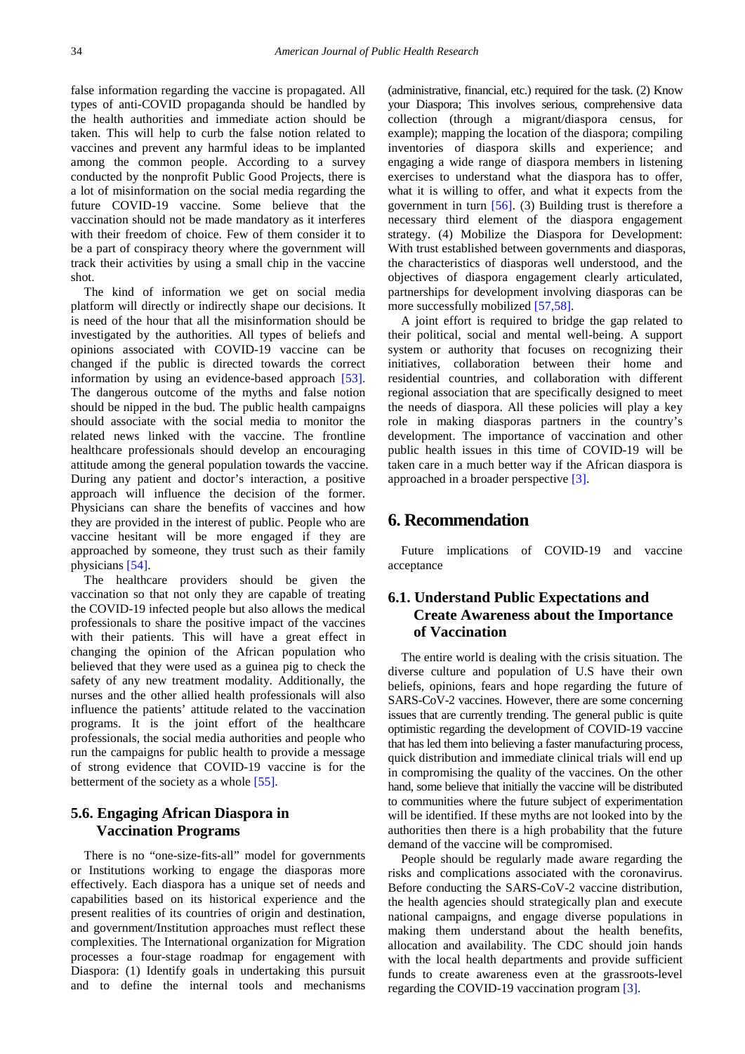false information regarding the vaccine is propagated. All types of anti-COVID propaganda should be handled by the health authorities and immediate action should be taken. This will help to curb the false notion related to vaccines and prevent any harmful ideas to be implanted among the common people. According to a survey conducted by the nonprofit Public Good Projects, there is a lot of misinformation on the social media regarding the future COVID-19 vaccine. Some believe that the vaccination should not be made mandatory as it interferes with their freedom of choice. Few of them consider it to be a part of conspiracy theory where the government will track their activities by using a small chip in the vaccine shot.

The kind of information we get on social media platform will directly or indirectly shape our decisions. It is need of the hour that all the misinformation should be investigated by the authorities. All types of beliefs and opinions associated with COVID-19 vaccine can be changed if the public is directed towards the correct information by using an evidence-based approach [53]. The dangerous outcome of the myths and false notion should be nipped in the bud. The public health campaigns should associate with the social media to monitor the related news linked with the vaccine. The frontline healthcare professionals should develop an encouraging attitude among the general population towards the vaccine. During any patient and doctor's interaction, a positive approach will influence the decision of the former. Physicians can share the benefits of vaccines and how they are provided in the interest of public. People who are vaccine hesitant will be more engaged if they are approached by someone, they trust such as their family physicians [54].

The healthcare providers should be given the vaccination so that not only they are capable of treating the COVID-19 infected people but also allows the medical professionals to share the positive impact of the vaccines with their patients. This will have a great effect in changing the opinion of the African population who believed that they were used as a guinea pig to check the safety of any new treatment modality. Additionally, the nurses and the other allied health professionals will also influence the patients' attitude related to the vaccination programs. It is the joint effort of the healthcare professionals, the social media authorities and people who run the campaigns for public health to provide a message of strong evidence that COVID-19 vaccine is for the betterment of the society as a whole [55].

### 5.6. Engaging African Diaspora in Vaccination Programs

There is no "one-size-fits-all" model for governments or Institutions working to engage the diasporas more effectively. Each diaspora has a unique set of needs and capabilities based on its historical experience and the present realities of its countries of origin and destination, and government/Institution approaches must reflect these complexities. The International organization for Migration processes a four-stage roadmap for engagement with Diaspora: (1) Identify goals in undertaking this pursuit and to define the internal tools and mechanisms (administrative, financial, etc.) required for the task. (2) Know your Diaspora; This involves serious, comprehensive data collection (through a migrant/diaspora census, for example); mapping the location of the diaspora; compiling inventories of diaspora skills and experience; and engaging a wide range of diaspora members in listening exercises to understand what the diaspora has to offer, what it is willing to offer, and what it expects from the government in turn [56]. (3) Building trust is therefore a necessary third element of the diaspora engagement strategy. (4) Mobilize the Diaspora for Development: With trust established between governments and diasporas, the characteristics of diasporas well understood, and the objectives of diaspora engagement clearly articulated, partnerships for development involving diasporas can be more successfully mobilized [57,58].

A joint effort is required to bridge the gap related to their political, social and mental well-being. A support system or authority that focuses on recognizing their initiatives, collaboration between their home and residential countries, and collaboration with different regional association that are specifically designed to meet the needs of diaspora. All these policies will play a key role in making diasporas partners in the country's development. The importance of vaccination and other public health issues in this time of COVID-19 will be taken care in a much better way if the African diaspora is approached in a broader perspective [3].

## 6. Recommendation

Future implications of COVID-19 and vaccine acceptance

### 6.1. Understand Public Expectations and Create Awareness about the Importance of Vaccination

The entire world is dealing with the crisis situation. The diverse culture and population of U.S have their own beliefs, opinions, fears and hope regarding the future of SARS-CoV-2 vaccines. However, there are some concerning issues that are currently trending. The general public is quite optimistic regarding the development of COVID-19 vaccine that has led them into believing a faster manufacturing process, quick distribution and immediate clinical trials will end up in compromising the quality of the vaccines. On the other hand, some believe that initially the vaccine will be distributed to communities where the future subject of experimentation will be identified. If these myths are not looked into by the authorities then there is a high probability that the future demand of the vaccine will be compromised.

People should be regularly made aware regarding the risks and complications associated with the coronavirus. Before conducting the SARS-CoV-2 vaccine distribution, the health agencies should strategically plan and execute national campaigns, and engage diverse populations in making them understand about the health benefits, allocation and availability. The CDC should join hands with the local health departments and provide sufficient funds to create awareness even at the grassroots-level regarding the COVID-19 vaccination program [3].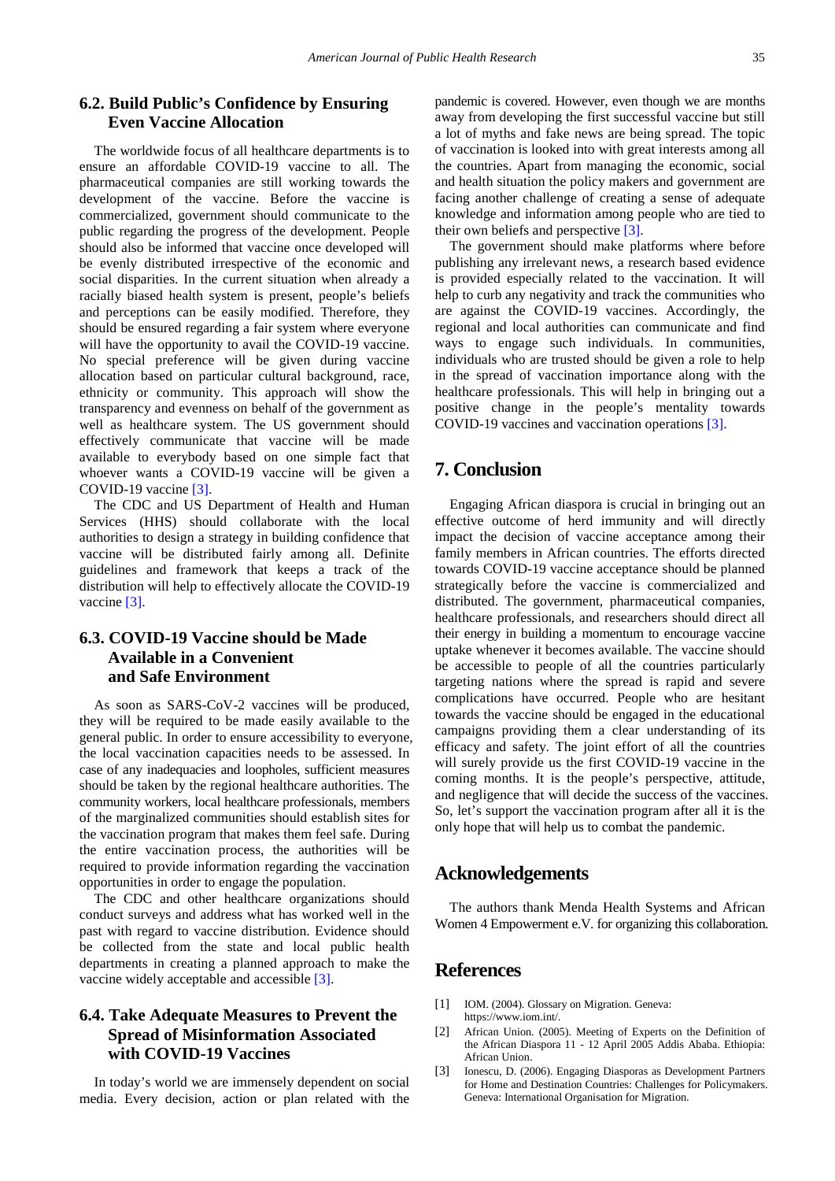### 6.2. Build Public's Confidence by Ensuring Even Vaccine Allocation

The worldwide focus of all healthcare departments is to ensure an affordable COVID-19 vaccine to all. The pharmaceutical companies are still working towards the development of the vaccine. Before the vaccine is commercialized, government should communicate to the public regarding the progress of the development. People should also be informed that vaccine once developed will be evenly distributed irrespective of the economic and social disparities. In the current situation when already a racially biased health system is present, people's beliefs and perceptions can be easily modified. Therefore, they should be ensured regarding a fair system where everyone will have the opportunity to avail the COVID-19 vaccine. No special preference will be given during vaccine allocation based on particular cultural background, race, ethnicity or community. This approach will show the transparency and evenness on behalf of the government as well as healthcare system. The US government should effectively communicate that vaccine will be made available to everybody based on one simple fact that whoever wants a COVID-19 vaccine will be given a COVID-19 vaccine [3].

The CDC and US Department of Health and Human Services (HHS) should collaborate with the local authorities to design a strategy in building confidence that vaccine will be distributed fairly among all. Definite guidelines and framework that keeps a track of the distribution will help to effectively allocate the COVID-19 vaccine [3].

### 6.3. COVID-19 Vaccine should be Made Available in a Convenient and Safe Environment

As soon as SARS-CoV-2 vaccines will be produced, they will be required to be made easily available to the general public. In order to ensure accessibility to everyone, the local vaccination capacities needs to be assessed. In case of any inadequacies and loopholes, sufficient measures should be taken by the regional healthcare authorities. The community workers, local healthcare professionals, members of the marginalized communities should establish sites for the vaccination program that makes them feel safe. During the entire vaccination process, the authorities will be required to provide information regarding the vaccination opportunities in order to engage the population.

The CDC and other healthcare organizations should conduct surveys and address what has worked well in the past with regard to vaccine distribution. Evidence should be collected from the state and local public health departments in creating a planned approach to make the vaccine widely acceptable and accessible [3].

### 6.4. Take Adequate Measures to Prevent the Spread of Misinformation Associated with COVID-19 Vaccines

In today's world we are immensely dependent on social media. Every decision, action or plan related with the pandemic is covered. However, even though we are months away from developing the first successful vaccine but still a lot of myths and fake news are being spread. The topic of vaccination is looked into with great interests among all the countries. Apart from managing the economic, social and health situation the policy makers and government are facing another challenge of creating a sense of adequate knowledge and information among people who are tied to their own beliefs and perspective [3].

The government should make platforms where before publishing any irrelevant news, a research based evidence is provided especially related to the vaccination. It will help to curb any negativity and track the communities who are against the COVID-19 vaccines. Accordingly, the regional and local authorities can communicate and find ways to engage such individuals. In communities, individuals who are trusted should be given a role to help in the spread of vaccination importance along with the healthcare professionals. This will help in bringing out a positive change in the people's mentality towards COVID-19 vaccines and vaccination operations [3].

## 7. Conclusion

Engaging African diaspora is crucial in bringing out an effective outcome of herd immunity and will directly impact the decision of vaccine acceptance among their family members in African countries. The efforts directed towards COVID-19 vaccine acceptance should be planned strategically before the vaccine is commercialized and distributed. The government, pharmaceutical companies, healthcare professionals, and researchers should direct all their energy in building a momentum to encourage vaccine uptake whenever it becomes available. The vaccine should be accessible to people of all the countries particularly targeting nations where the spread is rapid and severe complications have occurred. People who are hesitant towards the vaccine should be engaged in the educational campaigns providing them a clear understanding of its efficacy and safety. The joint effort of all the countries will surely provide us the first COVID-19 vaccine in the coming months. It is the people's perspective, attitude, and negligence that will decide the success of the vaccines. So, let's support the vaccination program after all it is the only hope that will help us to combat the pandemic.

## Acknowledgements

The authors thank Menda Health Systems and African Women 4 Empowerment e.V. for organizing this collaboration.

## References

[1] IOM. (2004). Glossary on Migration. Geneva: https://www.iom.int/.

[2] African Union. (2005). Meeting of Experts on the Definition of the African Diaspora 11 - 12 April 2005 Addis Ababa. Ethiopia: African Union.

[3] Ionescu, D. (2006). Engaging Diasporas as Development Partners for Home and Destination Countries: Challenges for Policymakers. Geneva: International Organisation for Migration.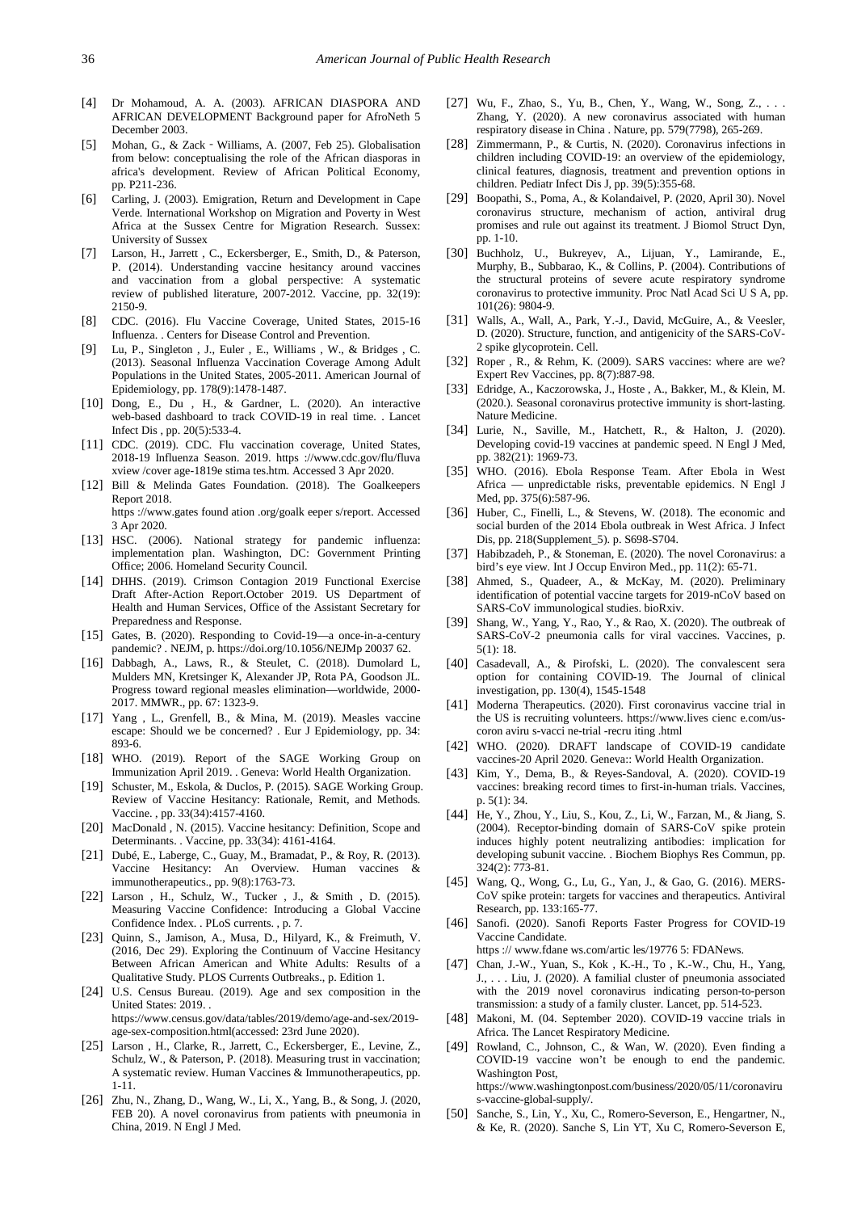[4] Dr Mohamoud, A. A. (2003). AFRICAN DIASPORA AND AFRICAN DEVELOPMENT Background paper for AfroNeth 5 December 2003.

[5] Mohan, G., & Zack‐Williams, A. (2007, Feb 25). Globalisation from below: conceptualising the role of the African diasporas in africa's development. Review of African Political Economy, pp. P211-236.

[6] Carling, J. (2003). Emigration, Return and Development in Cape Verde. International Workshop on Migration and Poverty in West Africa at the Sussex Centre for Migration Research. Sussex: University of Sussex

[7] Larson, H., Jarrett , C., Eckersberger, E., Smith, D., & Paterson, P. (2014). Understanding vaccine hesitancy around vaccines and vaccination from a global perspective: A systematic review of published literature, 2007-2012. Vaccine, pp. 32(19): 2150-9.

[8] CDC. (2016). Flu Vaccine Coverage, United States, 2015-16 Influenza. . Centers for Disease Control and Prevention.

[9] Lu, P., Singleton , J., Euler , E., Williams , W., & Bridges , C. (2013). Seasonal Influenza Vaccination Coverage Among Adult Populations in the United States, 2005-2011. American Journal of Epidemiology, pp. 178(9):1478-1487.

[10] Dong, E., Du , H., & Gardner, L. (2020). An interactive web-based dashboard to track COVID-19 in real time. . Lancet Infect Dis , pp. 20(5):533-4.

[11] CDC. (2019). CDC. Flu vaccination coverage, United States, 2018-19 Influenza Season. 2019. https ://www.cdc.gov/flu/fluva xview /cover age-1819e stima tes.htm. Accessed 3 Apr 2020.

[12] Bill & Melinda Gates Foundation. (2018). The Goalkeepers Report 2018. https ://www.gates found ation .org/goalk eeper s/report. Accessed 3 Apr 2020.

[13] HSC. (2006). National strategy for pandemic influenza: implementation plan. Washington, DC: Government Printing Office; 2006. Homeland Security Council.

[14] DHHS. (2019). Crimson Contagion 2019 Functional Exercise Draft After-Action Report.October 2019. US Department of Health and Human Services, Office of the Assistant Secretary for Preparedness and Response.

[15] Gates, B. (2020). Responding to Covid-19—a once-in-a-century pandemic? . NEJM, p. https://doi.org/10.1056/NEJMp 20037 62.

[16] Dabbagh, A., Laws, R., & Steulet, C. (2018). Dumolard L, Mulders MN, Kretsinger K, Alexander JP, Rota PA, Goodson JL. Progress toward regional measles elimination—worldwide, 2000-2017. MMWR., pp. 67: 1323-9.

[17] Yang , L., Grenfell, B., & Mina, M. (2019). Measles vaccine escape: Should we be concerned? . Eur J Epidemiology, pp. 34: 893-6.

[18] WHO. (2019). Report of the SAGE Working Group on Immunization April 2019. . Geneva: World Health Organization.

[19] Schuster, M., Eskola, & Duclos, P. (2015). SAGE Working Group. Review of Vaccine Hesitancy: Rationale, Remit, and Methods. Vaccine. , pp. 33(34):4157-4160.

[20] MacDonald , N. (2015). Vaccine hesitancy: Definition, Scope and Determinants. . Vaccine, pp. 33(34): 4161-4164.

[21] Dubé, E., Laberge, C., Guay, M., Bramadat, P., & Roy, R. (2013). Vaccine Hesitancy: An Overview. Human vaccines & immunotherapeutics., pp. 9(8):1763-73.

[22] Larson , H., Schulz, W., Tucker , J., & Smith , D. (2015). Measuring Vaccine Confidence: Introducing a Global Vaccine Confidence Index. . PLoS currents. , p. 7.

[23] Quinn, S., Jamison, A., Musa, D., Hilyard, K., & Freimuth, V. (2016, Dec 29). Exploring the Continuum of Vaccine Hesitancy Between African American and White Adults: Results of a Qualitative Study. PLOS Currents Outbreaks., p. Edition 1.

[24] U.S. Census Bureau. (2019). Age and sex composition in the United States: 2019. . https://www.census.gov/data/tables/2019/demo/age-and-sex/2019-age-sex-composition.html(accessed: 23rd June 2020).

[25] Larson , H., Clarke, R., Jarrett, C., Eckersberger, E., Levine, Z., Schulz, W., & Paterson, P. (2018). Measuring trust in vaccination; A systematic review. Human Vaccines & Immunotherapeutics, pp. 1-11.

[26] Zhu, N., Zhang, D., Wang, W., Li, X., Yang, B., & Song, J. (2020, FEB 20). A novel coronavirus from patients with pneumonia in China, 2019. N Engl J Med.

[27] Wu, F., Zhao, S., Yu, B., Chen, Y., Wang, W., Song, Z., . . . Zhang, Y. (2020). A new coronavirus associated with human respiratory disease in China . Nature, pp. 579(7798), 265-269.

[28] Zimmermann, P., & Curtis, N. (2020). Coronavirus infections in children including COVID-19: an overview of the epidemiology, clinical features, diagnosis, treatment and prevention options in children. Pediatr Infect Dis J, pp. 39(5):355-68.

[29] Boopathi, S., Poma, A., & Kolandaivel, P. (2020, April 30). Novel coronavirus structure, mechanism of action, antiviral drug promises and rule out against its treatment. J Biomol Struct Dyn, pp. 1-10.

[30] Buchholz, U., Bukreyev, A., Lijuan, Y., Lamirande, E., Murphy, B., Subbarao, K., & Collins, P. (2004). Contributions of the structural proteins of severe acute respiratory syndrome coronavirus to protective immunity. Proc Natl Acad Sci U S A, pp. 101(26): 9804-9.

[31] Walls, A., Wall, A., Park, Y.-J., David, McGuire, A., & Veesler, D. (2020). Structure, function, and antigenicity of the SARS-CoV-2 spike glycoprotein. Cell.

[32] Roper , R., & Rehm, K. (2009). SARS vaccines: where are we? Expert Rev Vaccines, pp. 8(7):887-98.

[33] Edridge, A., Kaczorowska, J., Hoste , A., Bakker, M., & Klein, M. (2020.). Seasonal coronavirus protective immunity is short-lasting. Nature Medicine.

[34] Lurie, N., Saville, M., Hatchett, R., & Halton, J. (2020). Developing covid-19 vaccines at pandemic speed. N Engl J Med, pp. 382(21): 1969-73.

[35] WHO. (2016). Ebola Response Team. After Ebola in West Africa — unpredictable risks, preventable epidemics. N Engl J Med, pp. 375(6):587-96.

[36] Huber, C., Finelli, L., & Stevens, W. (2018). The economic and social burden of the 2014 Ebola outbreak in West Africa. J Infect Dis, pp. 218(Supplement_5). p. S698-S704.

[37] Habibzadeh, P., & Stoneman, E. (2020). The novel Coronavirus: a bird's eye view. Int J Occup Environ Med., pp. 11(2): 65-71.

[38] Ahmed, S., Quadeer, A., & McKay, M. (2020). Preliminary identification of potential vaccine targets for 2019-nCoV based on SARS-CoV immunological studies. bioRxiv.

[39] Shang, W., Yang, Y., Rao, Y., & Rao, X. (2020). The outbreak of SARS-CoV-2 pneumonia calls for viral vaccines. Vaccines, p. 5(1): 18.

[40] Casadevall, A., & Pirofski, L. (2020). The convalescent sera option for containing COVID-19. The Journal of clinical investigation, pp. 130(4), 1545-1548

[41] Moderna Therapeutics. (2020). First coronavirus vaccine trial in the US is recruiting volunteers. https://www.lives cienc e.com/us-coron aviru s-vacci ne-trial -recru iting .html

[42] WHO. (2020). DRAFT landscape of COVID-19 candidate vaccines-20 April 2020. Geneva:: World Health Organization.

[43] Kim, Y., Dema, B., & Reyes-Sandoval, A. (2020). COVID-19 vaccines: breaking record times to first-in-human trials. Vaccines, p. 5(1): 34.

[44] He, Y., Zhou, Y., Liu, S., Kou, Z., Li, W., Farzan, M., & Jiang, S. (2004). Receptor-binding domain of SARS-CoV spike protein induces highly potent neutralizing antibodies: implication for developing subunit vaccine. . Biochem Biophys Res Commun, pp. 324(2): 773-81.

[45] Wang, Q., Wong, G., Lu, G., Yan, J., & Gao, G. (2016). MERS-CoV spike protein: targets for vaccines and therapeutics. Antiviral Research, pp. 133:165-77.

[46] Sanofi. (2020). Sanofi Reports Faster Progress for COVID-19 Vaccine Candidate. https :// www.fdane ws.com/artic les/19776 5: FDANews.

[47] Chan, J.-W., Yuan, S., Kok , K.-H., To , K.-W., Chu, H., Yang, J., . . . Liu, J. (2020). A familial cluster of pneumonia associated with the 2019 novel coronavirus indicating person-to-person transmission: a study of a family cluster. Lancet, pp. 514-523.

[48] Makoni, M. (04. September 2020). COVID-19 vaccine trials in Africa. The Lancet Respiratory Medicine.

[49] Rowland, C., Johnson, C., & Wan, W. (2020). Even finding a COVID-19 vaccine won't be enough to end the pandemic. Washington Post, https://www.washingtonpost.com/business/2020/05/11/coronavirus-vaccine-global-supply/.

[50] Sanche, S., Lin, Y., Xu, C., Romero-Severson, E., Hengartner, N., & Ke, R. (2020). Sanche S, Lin YT, Xu C, Romero-Severson E,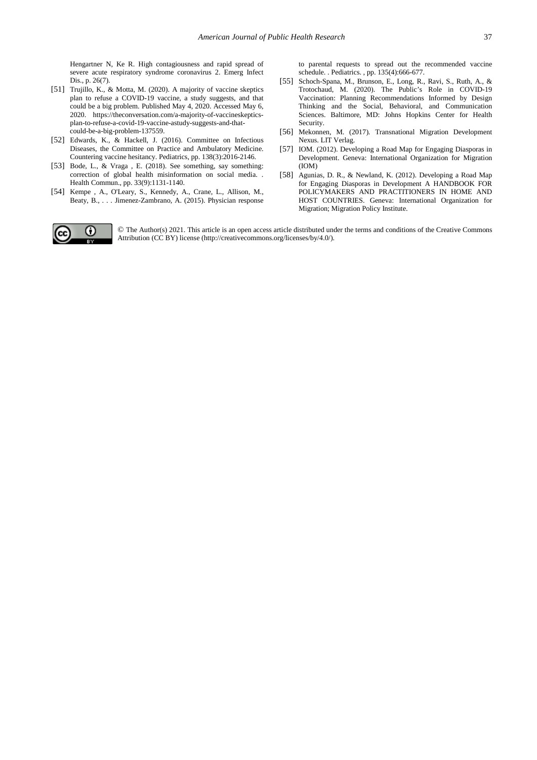Hengartner N, Ke R. High contagiousness and rapid spread of severe acute respiratory syndrome coronavirus 2. Emerg Infect Dis., p. 26(7).

[51] Trujillo, K., & Motta, M. (2020). A majority of vaccine skeptics plan to refuse a COVID-19 vaccine, a study suggests, and that could be a big problem. Published May 4, 2020. Accessed May 6, 2020. https://theconversation.com/a-majority-of-vaccineskeptics-plan-to-refuse-a-covid-19-vaccine-astudy-suggests-and-that-could-be-a-big-problem-137559.

[52] Edwards, K., & Hackell, J. (2016). Committee on Infectious Diseases, the Committee on Practice and Ambulatory Medicine. Countering vaccine hesitancy. Pediatrics, pp. 138(3):2016-2146.

[53] Bode, L., & Vraga , E. (2018). See something, say something: correction of global health misinformation on social media. . Health Commun., pp. 33(9):1131-1140.

[54] Kempe , A., O'Leary, S., Kennedy, A., Crane, L., Allison, M., Beaty, B., . . . Jimenez-Zambrano, A. (2015). Physician response to parental requests to spread out the recommended vaccine schedule. . Pediatrics. , pp. 135(4):666-677.

[55] Schoch-Spana, M., Brunson, E., Long, R., Ravi, S., Ruth, A., & Trotochaud, M. (2020). The Public's Role in COVID-19 Vaccination: Planning Recommendations Informed by Design Thinking and the Social, Behavioral, and Communication Sciences. Baltimore, MD: Johns Hopkins Center for Health Security.

[56] Mekonnen, M. (2017). Transnational Migration Development Nexus. LIT Verlag.

[57] IOM. (2012). Developing a Road Map for Engaging Diasporas in Development. Geneva: International Organization for Migration (IOM)

[58] Agunias, D. R., & Newland, K. (2012). Developing a Road Map for Engaging Diasporas in Development A HANDBOOK FOR POLICYMAKERS AND PRACTITIONERS IN HOME AND HOST COUNTRIES. Geneva: International Organization for Migration; Migration Policy Institute.

© The Author(s) 2021. This article is an open access article distributed under the terms and conditions of the Creative Commons Attribution (CC BY) license (http://creativecommons.org/licenses/by/4.0/).